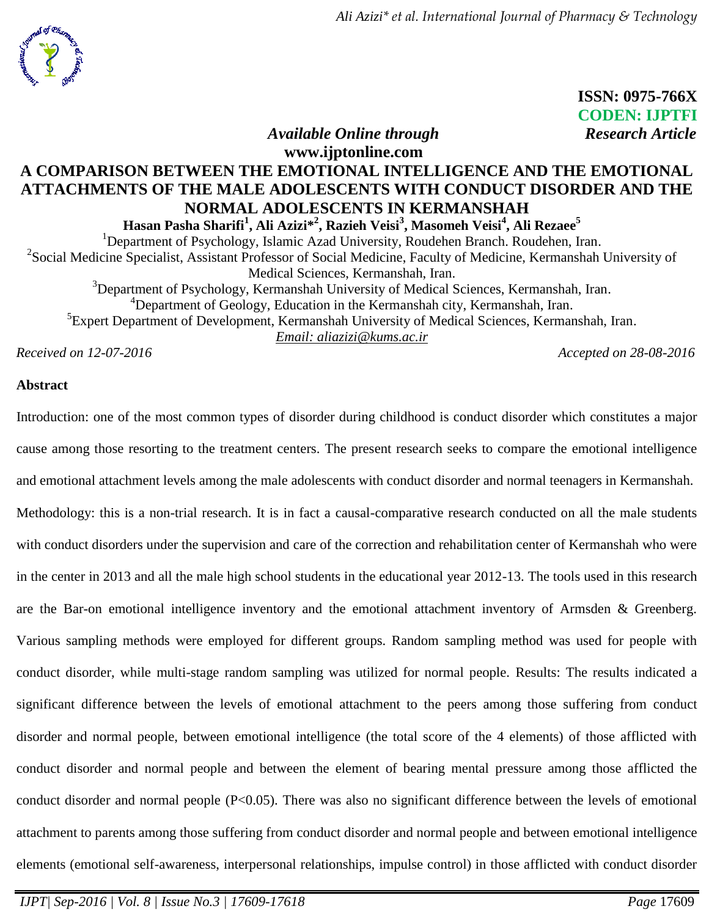**ISSN: 0975-766X**
**CODEN: IJPTFI**

*Available Online through* *Research Article*
**www.ijptonline.com**

# A COMPARISON BETWEEN THE EMOTIONAL INTELLIGENCE AND THE EMOTIONAL ATTACHMENTS OF THE MALE ADOLESCENTS WITH CONDUCT DISORDER AND THE NORMAL ADOLESCENTS IN KERMANSHAH

**Hasan Pasha Sharifi[1], Ali Azizi*[2], Razieh Veisi[3], Masomeh Veisi[4], Ali Rezaee[5]**

[1]Department of Psychology, Islamic Azad University, Roudehen Branch. Roudehen, Iran.
[2]Social Medicine Specialist, Assistant Professor of Social Medicine, Faculty of Medicine, Kermanshah University of Medical Sciences, Kermanshah, Iran.
[3]Department of Psychology, Kermanshah University of Medical Sciences, Kermanshah, Iran.
[4]Department of Geology, Education in the Kermanshah city, Kermanshah, Iran.
[5]Expert Department of Development, Kermanshah University of Medical Sciences, Kermanshah, Iran.
*Email: aliazizi@kums.ac.ir*

*Received on 12-07-2016* *Accepted on 28-08-2016*

## Abstract

Introduction: one of the most common types of disorder during childhood is conduct disorder which constitutes a major cause among those resorting to the treatment centers. The present research seeks to compare the emotional intelligence and emotional attachment levels among the male adolescents with conduct disorder and normal teenagers in Kermanshah. Methodology: this is a non-trial research. It is in fact a causal-comparative research conducted on all the male students with conduct disorders under the supervision and care of the correction and rehabilitation center of Kermanshah who were in the center in 2013 and all the male high school students in the educational year 2012-13. The tools used in this research are the Bar-on emotional intelligence inventory and the emotional attachment inventory of Armsden & Greenberg. Various sampling methods were employed for different groups. Random sampling method was used for people with conduct disorder, while multi-stage random sampling was utilized for normal people. Results: The results indicated a significant difference between the levels of emotional attachment to the peers among those suffering from conduct disorder and normal people, between emotional intelligence (the total score of the 4 elements) of those afflicted with conduct disorder and normal people and between the element of bearing mental pressure among those afflicted the conduct disorder and normal people ($P<0.05$). There was also no significant difference between the levels of emotional attachment to parents among those suffering from conduct disorder and normal people and between emotional intelligence elements (emotional self-awareness, interpersonal relationships, impulse control) in those afflicted with conduct disorder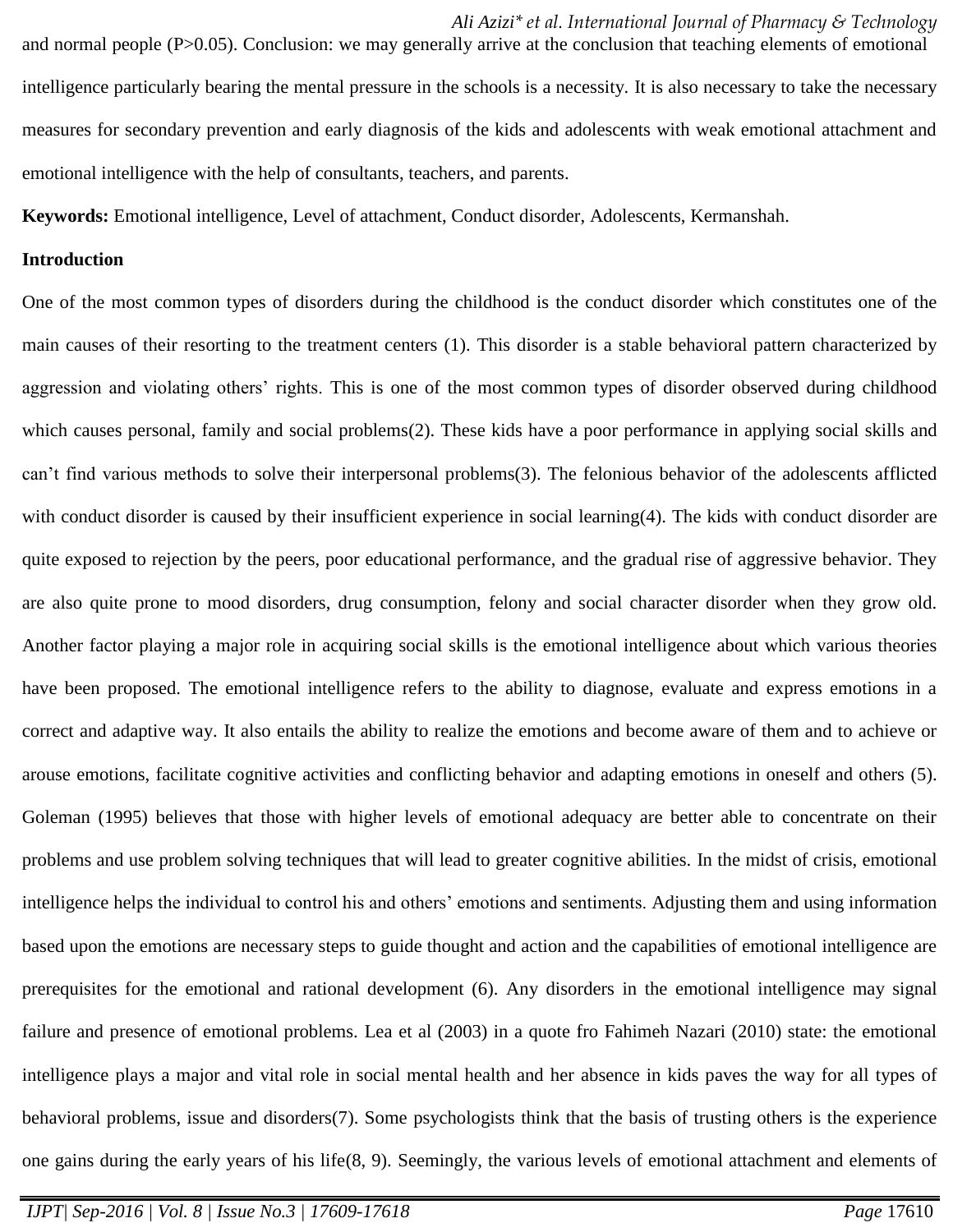and normal people (P>0.05). Conclusion: we may generally arrive at the conclusion that teaching elements of emotional intelligence particularly bearing the mental pressure in the schools is a necessity. It is also necessary to take the necessary measures for secondary prevention and early diagnosis of the kids and adolescents with weak emotional attachment and emotional intelligence with the help of consultants, teachers, and parents.

**Keywords:** Emotional intelligence, Level of attachment, Conduct disorder, Adolescents, Kermanshah.

**Introduction**

One of the most common types of disorders during the childhood is the conduct disorder which constitutes one of the main causes of their resorting to the treatment centers (1). This disorder is a stable behavioral pattern characterized by aggression and violating others' rights. This is one of the most common types of disorder observed during childhood which causes personal, family and social problems(2). These kids have a poor performance in applying social skills and can't find various methods to solve their interpersonal problems(3). The felonious behavior of the adolescents afflicted with conduct disorder is caused by their insufficient experience in social learning(4). The kids with conduct disorder are quite exposed to rejection by the peers, poor educational performance, and the gradual rise of aggressive behavior. They are also quite prone to mood disorders, drug consumption, felony and social character disorder when they grow old. Another factor playing a major role in acquiring social skills is the emotional intelligence about which various theories have been proposed. The emotional intelligence refers to the ability to diagnose, evaluate and express emotions in a correct and adaptive way. It also entails the ability to realize the emotions and become aware of them and to achieve or arouse emotions, facilitate cognitive activities and conflicting behavior and adapting emotions in oneself and others (5). Goleman (1995) believes that those with higher levels of emotional adequacy are better able to concentrate on their problems and use problem solving techniques that will lead to greater cognitive abilities. In the midst of crisis, emotional intelligence helps the individual to control his and others' emotions and sentiments. Adjusting them and using information based upon the emotions are necessary steps to guide thought and action and the capabilities of emotional intelligence are prerequisites for the emotional and rational development (6). Any disorders in the emotional intelligence may signal failure and presence of emotional problems. Lea et al (2003) in a quote fro Fahimeh Nazari (2010) state: the emotional intelligence plays a major and vital role in social mental health and her absence in kids paves the way for all types of behavioral problems, issue and disorders(7). Some psychologists think that the basis of trusting others is the experience one gains during the early years of his life(8, 9). Seemingly, the various levels of emotional attachment and elements of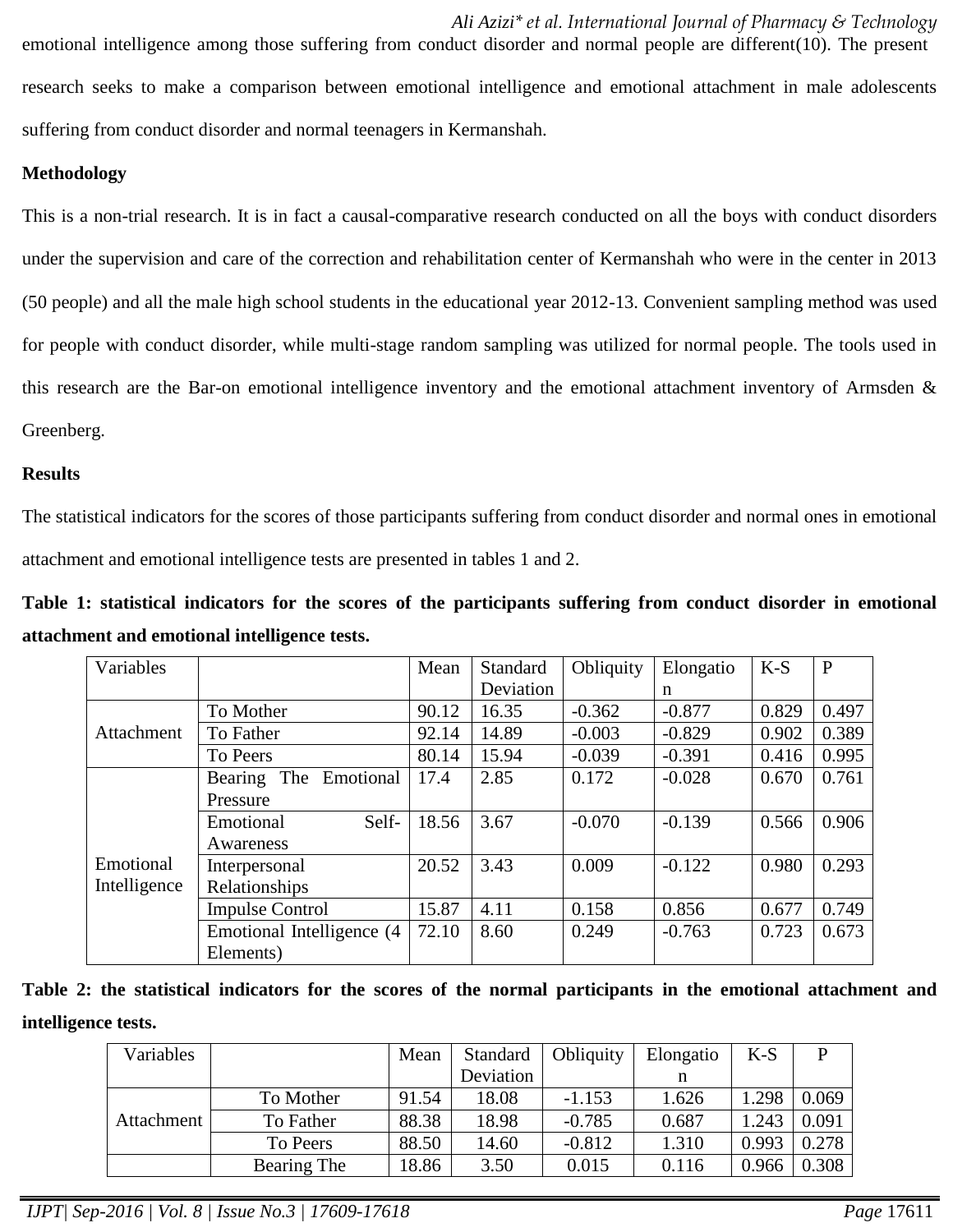emotional intelligence among those suffering from conduct disorder and normal people are different(10). The present research seeks to make a comparison between emotional intelligence and emotional attachment in male adolescents suffering from conduct disorder and normal teenagers in Kermanshah.

**Methodology**

This is a non-trial research. It is in fact a causal-comparative research conducted on all the boys with conduct disorders under the supervision and care of the correction and rehabilitation center of Kermanshah who were in the center in 2013 (50 people) and all the male high school students in the educational year 2012-13. Convenient sampling method was used for people with conduct disorder, while multi-stage random sampling was utilized for normal people. The tools used in this research are the Bar-on emotional intelligence inventory and the emotional attachment inventory of Armsden & Greenberg.

**Results**

The statistical indicators for the scores of those participants suffering from conduct disorder and normal ones in emotional attachment and emotional intelligence tests are presented in tables 1 and 2.

**Table 1: statistical indicators for the scores of the participants suffering from conduct disorder in emotional attachment and emotional intelligence tests.**

| Variables | | Mean | Standard Deviation | Obliquity | Elongation | K-S | P |
|---|---|---|---|---|---|---|---|
| Attachment | To Mother | 90.12 | 16.35 | -0.362 | -0.877 | 0.829 | 0.497 |
| | To Father | 92.14 | 14.89 | -0.003 | -0.829 | 0.902 | 0.389 |
| | To Peers | 80.14 | 15.94 | -0.039 | -0.391 | 0.416 | 0.995 |
| Emotional Intelligence | Bearing The Emotional Pressure | 17.4 | 2.85 | 0.172 | -0.028 | 0.670 | 0.761 |
| | Emotional Self-Awareness | 18.56 | 3.67 | -0.070 | -0.139 | 0.566 | 0.906 |
| | Interpersonal Relationships | 20.52 | 3.43 | 0.009 | -0.122 | 0.980 | 0.293 |
| | Impulse Control | 15.87 | 4.11 | 0.158 | 0.856 | 0.677 | 0.749 |
| | Emotional Intelligence (4 Elements) | 72.10 | 8.60 | 0.249 | -0.763 | 0.723 | 0.673 |

**Table 2: the statistical indicators for the scores of the normal participants in the emotional attachment and intelligence tests.**

| Variables | | Mean | Standard Deviation | Obliquity | Elongation | K-S | P |
|---|---|---|---|---|---|---|---|
| Attachment | To Mother | 91.54 | 18.08 | -1.153 | 1.626 | 1.298 | 0.069 |
| | To Father | 88.38 | 18.98 | -0.785 | 0.687 | 1.243 | 0.091 |
| | To Peers | 88.50 | 14.60 | -0.812 | 1.310 | 0.993 | 0.278 |
| | Bearing The | 18.86 | 3.50 | 0.015 | 0.116 | 0.966 | 0.308 |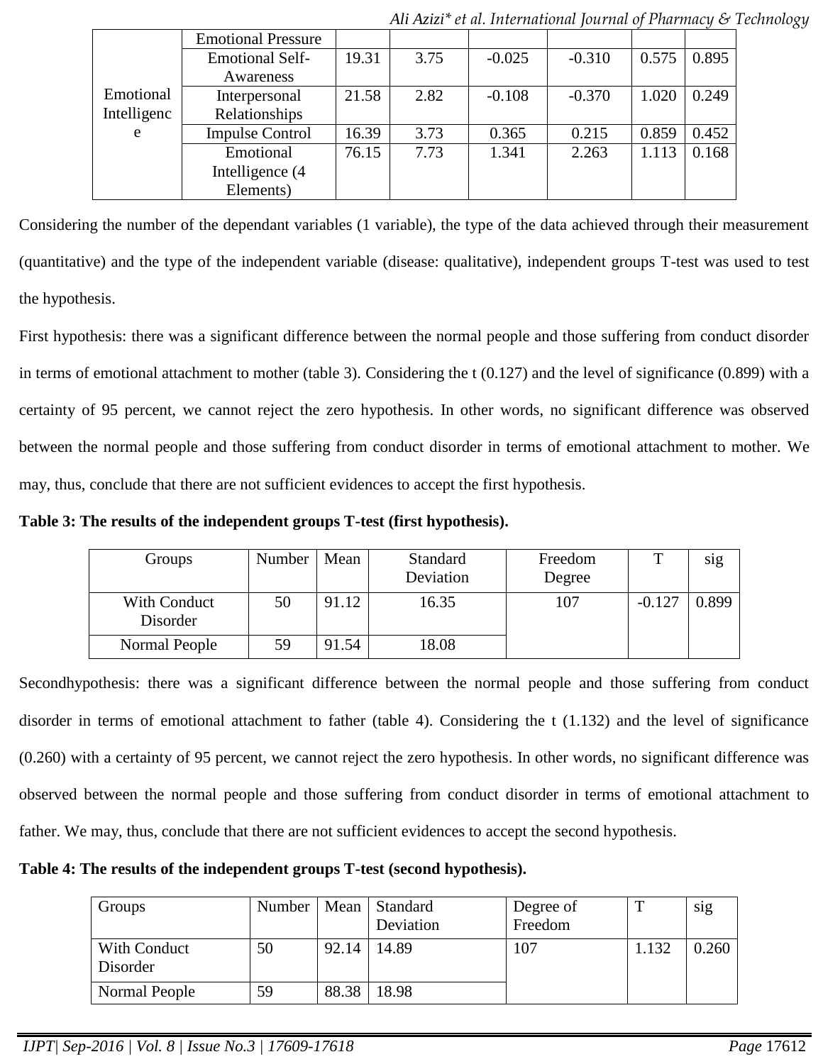| | Emotional Pressure | | | | | | |
|---|---|---|---|---|---|---|---|
| Emotional Intelligence | Emotional Self-Awareness | 19.31 | 3.75 | -0.025 | -0.310 | 0.575 | 0.895 |
| | Interpersonal Relationships | 21.58 | 2.82 | -0.108 | -0.370 | 1.020 | 0.249 |
| | Impulse Control | 16.39 | 3.73 | 0.365 | 0.215 | 0.859 | 0.452 |
| | Emotional Intelligence (4 Elements) | 76.15 | 7.73 | 1.341 | 2.263 | 1.113 | 0.168 |

Considering the number of the dependant variables (1 variable), the type of the data achieved through their measurement (quantitative) and the type of the independent variable (disease: qualitative), independent groups T-test was used to test the hypothesis.

First hypothesis: there was a significant difference between the normal people and those suffering from conduct disorder in terms of emotional attachment to mother (table 3). Considering the t (0.127) and the level of significance (0.899) with a certainty of 95 percent, we cannot reject the zero hypothesis. In other words, no significant difference was observed between the normal people and those suffering from conduct disorder in terms of emotional attachment to mother. We may, thus, conclude that there are not sufficient evidences to accept the first hypothesis.

**Table 3: The results of the independent groups T-test (first hypothesis).**

| Groups | Number | Mean | Standard Deviation | Freedom Degree | T | sig |
|---|---|---|---|---|---|---|
| With Conduct Disorder | 50 | 91.12 | 16.35 | 107 | -0.127 | 0.899 |
| Normal People | 59 | 91.54 | 18.08 | | | |

Secondhypothesis: there was a significant difference between the normal people and those suffering from conduct disorder in terms of emotional attachment to father (table 4). Considering the t (1.132) and the level of significance (0.260) with a certainty of 95 percent, we cannot reject the zero hypothesis. In other words, no significant difference was observed between the normal people and those suffering from conduct disorder in terms of emotional attachment to father. We may, thus, conclude that there are not sufficient evidences to accept the second hypothesis.

**Table 4: The results of the independent groups T-test (second hypothesis).**

| Groups | Number | Mean | Standard Deviation | Degree of Freedom | T | sig |
|---|---|---|---|---|---|---|
| With Conduct Disorder | 50 | 92.14 | 14.89 | 107 | 1.132 | 0.260 |
| Normal People | 59 | 88.38 | 18.98 | | | |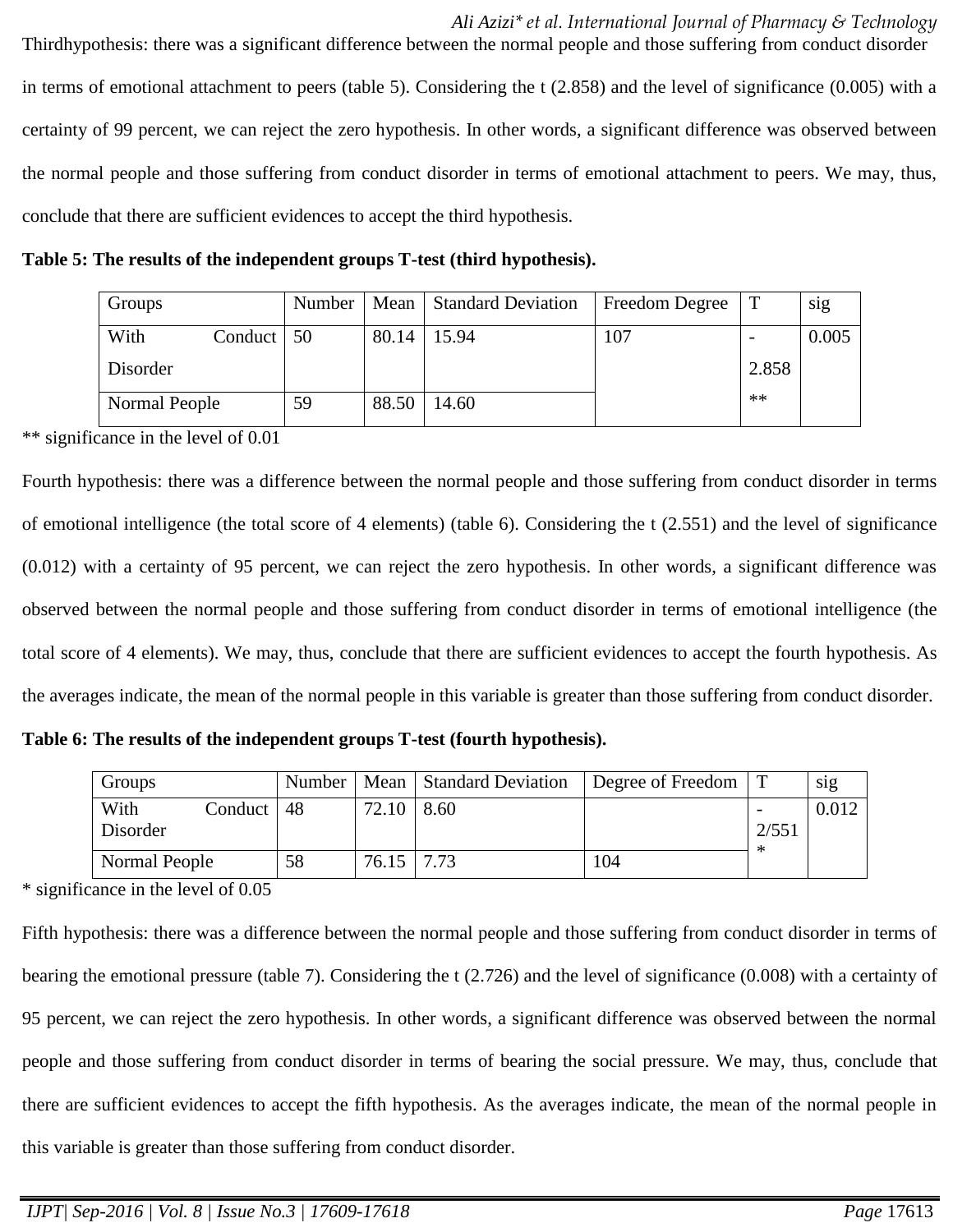Thirdhypothesis: there was a significant difference between the normal people and those suffering from conduct disorder in terms of emotional attachment to peers (table 5). Considering the t (2.858) and the level of significance (0.005) with a certainty of 99 percent, we can reject the zero hypothesis. In other words, a significant difference was observed between the normal people and those suffering from conduct disorder in terms of emotional attachment to peers. We may, thus, conclude that there are sufficient evidences to accept the third hypothesis.

**Table 5: The results of the independent groups T-test (third hypothesis).**

| Groups | Number | Mean | Standard Deviation | Freedom Degree | T | sig |
|---|---|---|---|---|---|---|
| With Conduct Disorder | 50 | 80.14 | 15.94 | 107 | -2.858** | 0.005 |
| Normal People | 59 | 88.50 | 14.60 | | | |

** significance in the level of 0.01

Fourth hypothesis: there was a difference between the normal people and those suffering from conduct disorder in terms of emotional intelligence (the total score of 4 elements) (table 6). Considering the t (2.551) and the level of significance (0.012) with a certainty of 95 percent, we can reject the zero hypothesis. In other words, a significant difference was observed between the normal people and those suffering from conduct disorder in terms of emotional intelligence (the total score of 4 elements). We may, thus, conclude that there are sufficient evidences to accept the fourth hypothesis. As the averages indicate, the mean of the normal people in this variable is greater than those suffering from conduct disorder.

**Table 6: The results of the independent groups T-test (fourth hypothesis).**

| Groups | Number | Mean | Standard Deviation | Degree of Freedom | T | sig |
|---|---|---|---|---|---|---|
| With Conduct Disorder | 48 | 72.10 | 8.60 | | -2/551* | 0.012 |
| Normal People | 58 | 76.15 | 7.73 | 104 | | |

* significance in the level of 0.05

Fifth hypothesis: there was a difference between the normal people and those suffering from conduct disorder in terms of bearing the emotional pressure (table 7). Considering the t (2.726) and the level of significance (0.008) with a certainty of 95 percent, we can reject the zero hypothesis. In other words, a significant difference was observed between the normal people and those suffering from conduct disorder in terms of bearing the social pressure. We may, thus, conclude that there are sufficient evidences to accept the fifth hypothesis. As the averages indicate, the mean of the normal people in this variable is greater than those suffering from conduct disorder.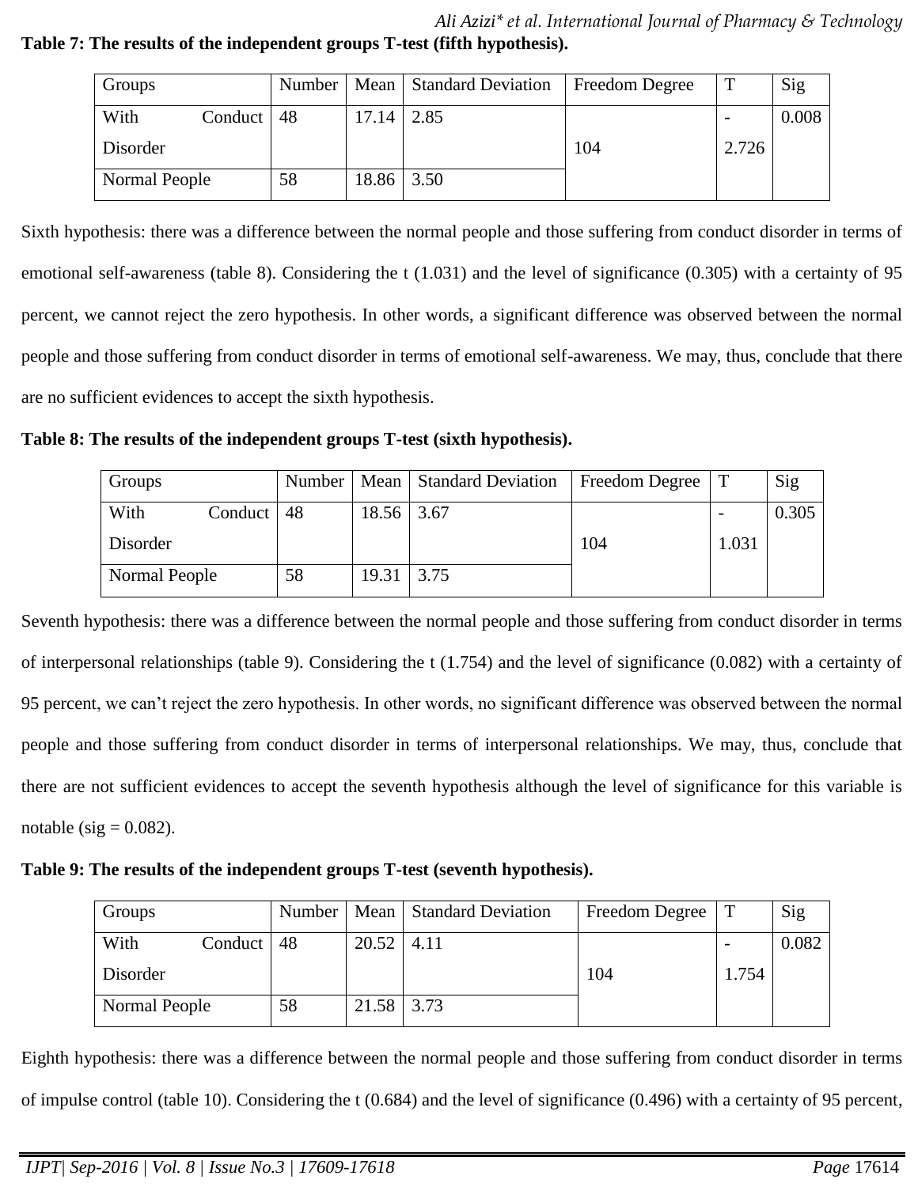**Table 7: The results of the independent groups T-test (fifth hypothesis).**

| Groups | Number | Mean | Standard Deviation | Freedom Degree | T | Sig |
|---|---|---|---|---|---|---|
| With Conduct Disorder | 48 | 17.14 | 2.85 | 104 | -2.726 | 0.008 |
| Normal People | 58 | 18.86 | 3.50 | | | |

Sixth hypothesis: there was a difference between the normal people and those suffering from conduct disorder in terms of emotional self-awareness (table 8). Considering the t (1.031) and the level of significance (0.305) with a certainty of 95 percent, we cannot reject the zero hypothesis. In other words, a significant difference was observed between the normal people and those suffering from conduct disorder in terms of emotional self-awareness. We may, thus, conclude that there are no sufficient evidences to accept the sixth hypothesis.

**Table 8: The results of the independent groups T-test (sixth hypothesis).**

| Groups | Number | Mean | Standard Deviation | Freedom Degree | T | Sig |
|---|---|---|---|---|---|---|
| With Conduct Disorder | 48 | 18.56 | 3.67 | 104 | -1.031 | 0.305 |
| Normal People | 58 | 19.31 | 3.75 | | | |

Seventh hypothesis: there was a difference between the normal people and those suffering from conduct disorder in terms of interpersonal relationships (table 9). Considering the t (1.754) and the level of significance (0.082) with a certainty of 95 percent, we can't reject the zero hypothesis. In other words, no significant difference was observed between the normal people and those suffering from conduct disorder in terms of interpersonal relationships. We may, thus, conclude that there are not sufficient evidences to accept the seventh hypothesis although the level of significance for this variable is notable (sig = 0.082).

**Table 9: The results of the independent groups T-test (seventh hypothesis).**

| Groups | Number | Mean | Standard Deviation | Freedom Degree | T | Sig |
|---|---|---|---|---|---|---|
| With Conduct Disorder | 48 | 20.52 | 4.11 | 104 | -1.754 | 0.082 |
| Normal People | 58 | 21.58 | 3.73 | | | |

Eighth hypothesis: there was a difference between the normal people and those suffering from conduct disorder in terms of impulse control (table 10). Considering the t (0.684) and the level of significance (0.496) with a certainty of 95 percent,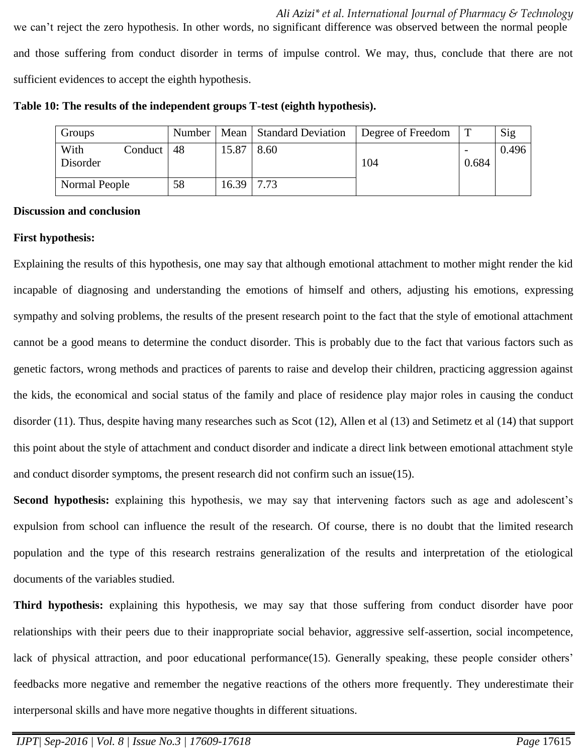we can't reject the zero hypothesis. In other words, no significant difference was observed between the normal people and those suffering from conduct disorder in terms of impulse control. We may, thus, conclude that there are not sufficient evidences to accept the eighth hypothesis.

**Table 10: The results of the independent groups T-test (eighth hypothesis).**

| Groups | Number | Mean | Standard Deviation | Degree of Freedom | T | Sig |
|---|---|---|---|---|---|---|
| With Conduct Disorder | 48 | 15.87 | 8.60 | 104 | -0.684 | 0.496 |
| Normal People | 58 | 16.39 | 7.73 | | | |

**Discussion and conclusion**

**First hypothesis:**

Explaining the results of this hypothesis, one may say that although emotional attachment to mother might render the kid incapable of diagnosing and understanding the emotions of himself and others, adjusting his emotions, expressing sympathy and solving problems, the results of the present research point to the fact that the style of emotional attachment cannot be a good means to determine the conduct disorder. This is probably due to the fact that various factors such as genetic factors, wrong methods and practices of parents to raise and develop their children, practicing aggression against the kids, the economical and social status of the family and place of residence play major roles in causing the conduct disorder (11). Thus, despite having many researches such as Scot (12), Allen et al (13) and Setimetz et al (14) that support this point about the style of attachment and conduct disorder and indicate a direct link between emotional attachment style and conduct disorder symptoms, the present research did not confirm such an issue(15).

**Second hypothesis:** explaining this hypothesis, we may say that intervening factors such as age and adolescent's expulsion from school can influence the result of the research. Of course, there is no doubt that the limited research population and the type of this research restrains generalization of the results and interpretation of the etiological documents of the variables studied.

**Third hypothesis:** explaining this hypothesis, we may say that those suffering from conduct disorder have poor relationships with their peers due to their inappropriate social behavior, aggressive self-assertion, social incompetence, lack of physical attraction, and poor educational performance(15). Generally speaking, these people consider others' feedbacks more negative and remember the negative reactions of the others more frequently. They underestimate their interpersonal skills and have more negative thoughts in different situations.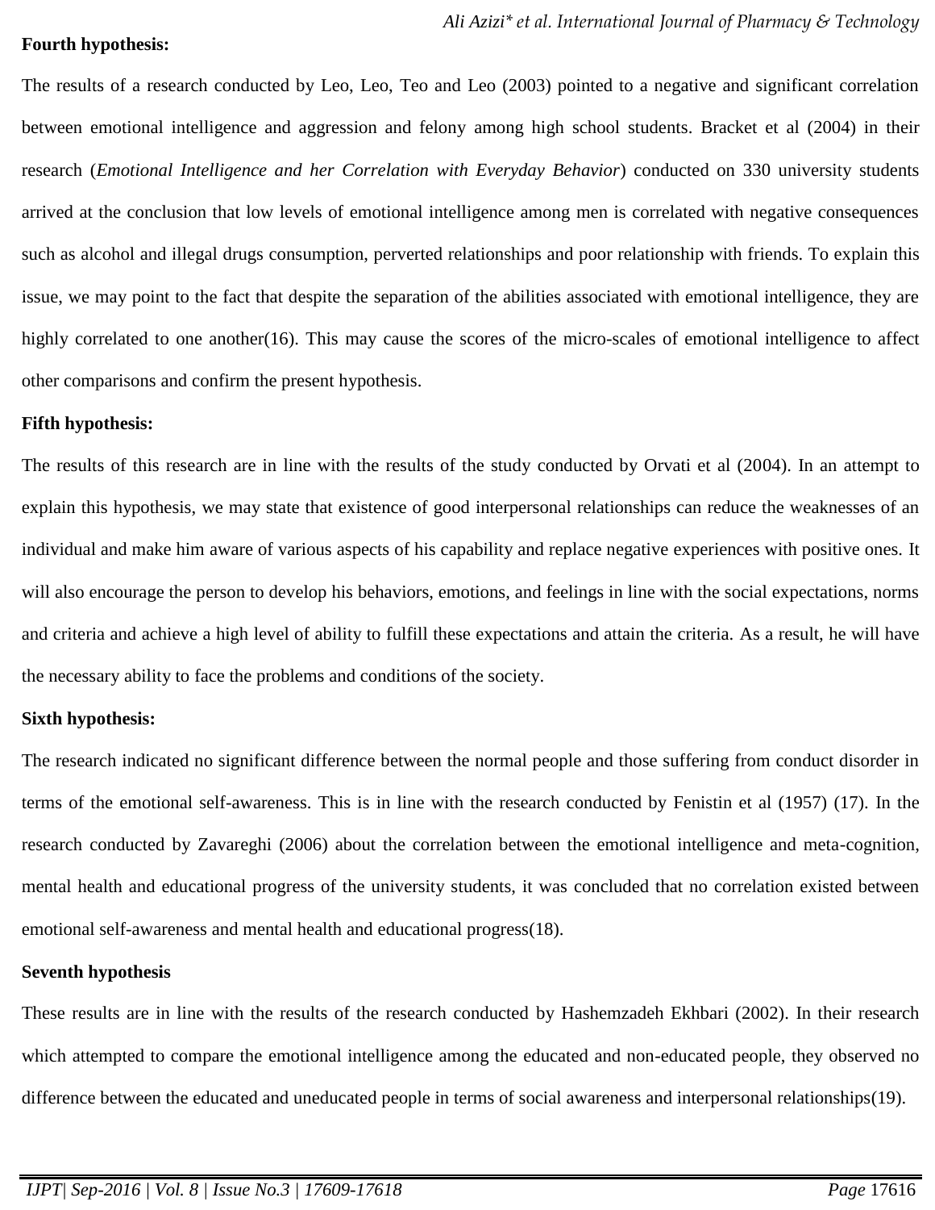**Fourth hypothesis:**

The results of a research conducted by Leo, Leo, Teo and Leo (2003) pointed to a negative and significant correlation between emotional intelligence and aggression and felony among high school students. Bracket et al (2004) in their research (*Emotional Intelligence and her Correlation with Everyday Behavior*) conducted on 330 university students arrived at the conclusion that low levels of emotional intelligence among men is correlated with negative consequences such as alcohol and illegal drugs consumption, perverted relationships and poor relationship with friends. To explain this issue, we may point to the fact that despite the separation of the abilities associated with emotional intelligence, they are highly correlated to one another(16). This may cause the scores of the micro-scales of emotional intelligence to affect other comparisons and confirm the present hypothesis.

**Fifth hypothesis:**

The results of this research are in line with the results of the study conducted by Orvati et al (2004). In an attempt to explain this hypothesis, we may state that existence of good interpersonal relationships can reduce the weaknesses of an individual and make him aware of various aspects of his capability and replace negative experiences with positive ones. It will also encourage the person to develop his behaviors, emotions, and feelings in line with the social expectations, norms and criteria and achieve a high level of ability to fulfill these expectations and attain the criteria. As a result, he will have the necessary ability to face the problems and conditions of the society.

**Sixth hypothesis:**

The research indicated no significant difference between the normal people and those suffering from conduct disorder in terms of the emotional self-awareness. This is in line with the research conducted by Fenistin et al (1957) (17). In the research conducted by Zavareghi (2006) about the correlation between the emotional intelligence and meta-cognition, mental health and educational progress of the university students, it was concluded that no correlation existed between emotional self-awareness and mental health and educational progress(18).

**Seventh hypothesis**

These results are in line with the results of the research conducted by Hashemzadeh Ekhbari (2002). In their research which attempted to compare the emotional intelligence among the educated and non-educated people, they observed no difference between the educated and uneducated people in terms of social awareness and interpersonal relationships(19).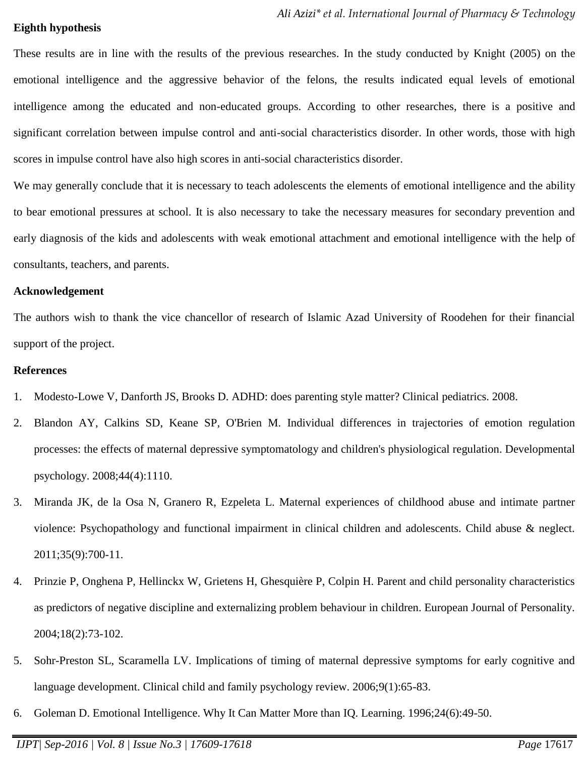**Eighth hypothesis**

These results are in line with the results of the previous researches. In the study conducted by Knight (2005) on the emotional intelligence and the aggressive behavior of the felons, the results indicated equal levels of emotional intelligence among the educated and non-educated groups. According to other researches, there is a positive and significant correlation between impulse control and anti-social characteristics disorder. In other words, those with high scores in impulse control have also high scores in anti-social characteristics disorder.

We may generally conclude that it is necessary to teach adolescents the elements of emotional intelligence and the ability to bear emotional pressures at school. It is also necessary to take the necessary measures for secondary prevention and early diagnosis of the kids and adolescents with weak emotional attachment and emotional intelligence with the help of consultants, teachers, and parents.

**Acknowledgement**

The authors wish to thank the vice chancellor of research of Islamic Azad University of Roodehen for their financial support of the project.

**References**

1. Modesto-Lowe V, Danforth JS, Brooks D. ADHD: does parenting style matter? Clinical pediatrics. 2008.
2. Blandon AY, Calkins SD, Keane SP, O'Brien M. Individual differences in trajectories of emotion regulation processes: the effects of maternal depressive symptomatology and children's physiological regulation. Developmental psychology. 2008;44(4):1110.
3. Miranda JK, de la Osa N, Granero R, Ezpeleta L. Maternal experiences of childhood abuse and intimate partner violence: Psychopathology and functional impairment in clinical children and adolescents. Child abuse & neglect. 2011;35(9):700-11.
4. Prinzie P, Onghena P, Hellinckx W, Grietens H, Ghesquière P, Colpin H. Parent and child personality characteristics as predictors of negative discipline and externalizing problem behaviour in children. European Journal of Personality. 2004;18(2):73-102.
5. Sohr-Preston SL, Scaramella LV. Implications of timing of maternal depressive symptoms for early cognitive and language development. Clinical child and family psychology review. 2006;9(1):65-83.
6. Goleman D. Emotional Intelligence. Why It Can Matter More than IQ. Learning. 1996;24(6):49-50.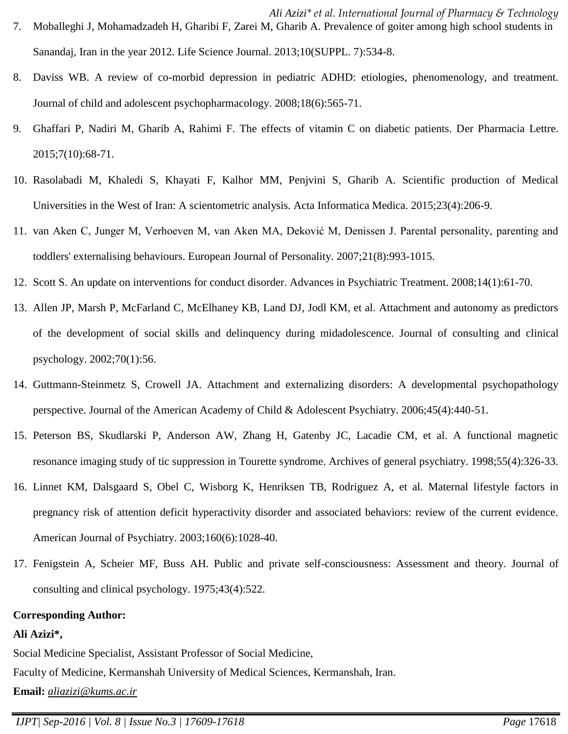7. Moballeghi J, Mohamadzadeh H, Gharibi F, Zarei M, Gharib A. Prevalence of goiter among high school students in Sanandaj, Iran in the year 2012. Life Science Journal. 2013;10(SUPPL. 7):534-8.
8. Daviss WB. A review of co-morbid depression in pediatric ADHD: etiologies, phenomenology, and treatment. Journal of child and adolescent psychopharmacology. 2008;18(6):565-71.
9. Ghaffari P, Nadiri M, Gharib A, Rahimi F. The effects of vitamin C on diabetic patients. Der Pharmacia Lettre. 2015;7(10):68-71.
10. Rasolabadi M, Khaledi S, Khayati F, Kalhor MM, Penjvini S, Gharib A. Scientific production of Medical Universities in the West of Iran: A scientometric analysis. Acta Informatica Medica. 2015;23(4):206-9.
11. van Aken C, Junger M, Verhoeven M, van Aken MA, Deković M, Denissen J. Parental personality, parenting and toddlers' externalising behaviours. European Journal of Personality. 2007;21(8):993-1015.
12. Scott S. An update on interventions for conduct disorder. Advances in Psychiatric Treatment. 2008;14(1):61-70.
13. Allen JP, Marsh P, McFarland C, McElhaney KB, Land DJ, Jodl KM, et al. Attachment and autonomy as predictors of the development of social skills and delinquency during midadolescence. Journal of consulting and clinical psychology. 2002;70(1):56.
14. Guttmann-Steinmetz S, Crowell JA. Attachment and externalizing disorders: A developmental psychopathology perspective. Journal of the American Academy of Child & Adolescent Psychiatry. 2006;45(4):440-51.
15. Peterson BS, Skudlarski P, Anderson AW, Zhang H, Gatenby JC, Lacadie CM, et al. A functional magnetic resonance imaging study of tic suppression in Tourette syndrome. Archives of general psychiatry. 1998;55(4):326-33.
16. Linnet KM, Dalsgaard S, Obel C, Wisborg K, Henriksen TB, Rodriguez A, et al. Maternal lifestyle factors in pregnancy risk of attention deficit hyperactivity disorder and associated behaviors: review of the current evidence. American Journal of Psychiatry. 2003;160(6):1028-40.
17. Fenigstein A, Scheier MF, Buss AH. Public and private self-consciousness: Assessment and theory. Journal of consulting and clinical psychology. 1975;43(4):522.

**Corresponding Author:**

**Ali Azizi*,**

Social Medicine Specialist, Assistant Professor of Social Medicine,

Faculty of Medicine, Kermanshah University of Medical Sciences, Kermanshah, Iran.

**Email:** aliazizi@kums.ac.ir